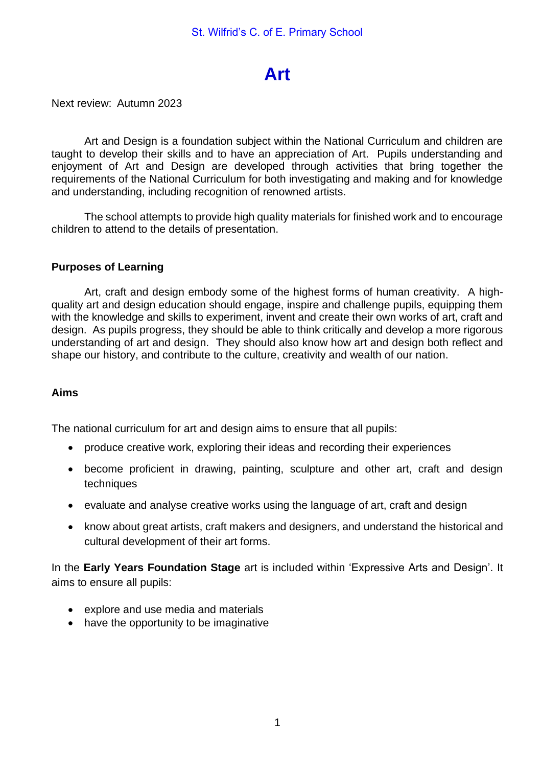St. Wilfrid's C. of E. Primary School

# Art

Next review: Autumn 2023

Art and Design is a foundation subject within the National Curriculum and children are taught to develop their skills and to have an appreciation of Art. Pupils understanding and enjoyment of Art and Design are developed through activities that bring together the requirements of the National Curriculum for both investigating and making and for knowledge and understanding, including recognition of renowned artists.

The school attempts to provide high quality materials for finished work and to encourage children to attend to the details of presentation.

## Purposes of Learning

Art, craft and design embody some of the highest forms of human creativity. A high-quality art and design education should engage, inspire and challenge pupils, equipping them with the knowledge and skills to experiment, invent and create their own works of art, craft and design. As pupils progress, they should be able to think critically and develop a more rigorous understanding of art and design. They should also know how art and design both reflect and shape our history, and contribute to the culture, creativity and wealth of our nation.

## Aims

The national curriculum for art and design aims to ensure that all pupils:

- produce creative work, exploring their ideas and recording their experiences
- become proficient in drawing, painting, sculpture and other art, craft and design techniques
- evaluate and analyse creative works using the language of art, craft and design
- know about great artists, craft makers and designers, and understand the historical and cultural development of their art forms.

In the **Early Years Foundation Stage** art is included within 'Expressive Arts and Design'. It aims to ensure all pupils:

- explore and use media and materials
- have the opportunity to be imaginative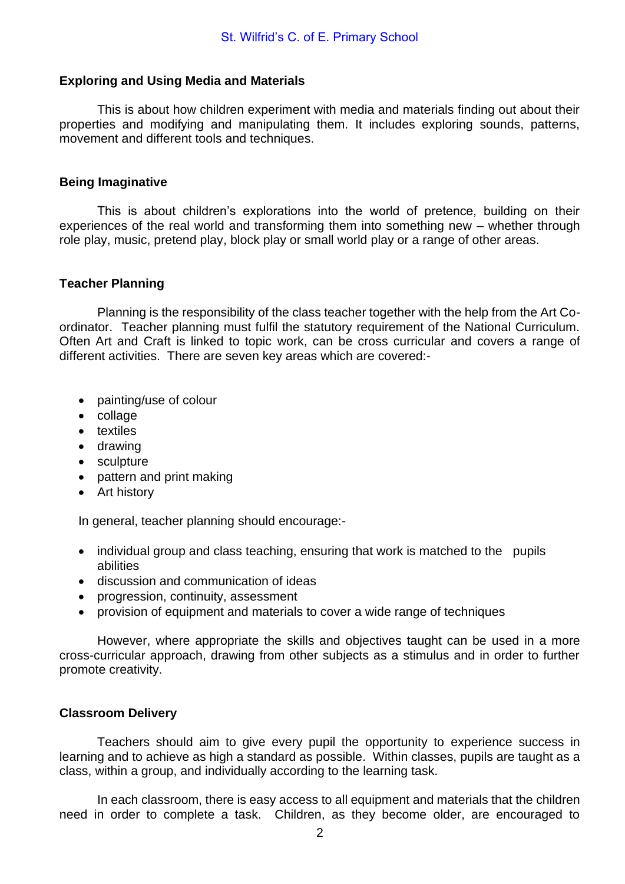**Exploring and Using Media and Materials**

This is about how children experiment with media and materials finding out about their properties and modifying and manipulating them. It includes exploring sounds, patterns, movement and different tools and techniques.

**Being Imaginative**

This is about children's explorations into the world of pretence, building on their experiences of the real world and transforming them into something new – whether through role play, music, pretend play, block play or small world play or a range of other areas.

**Teacher Planning**

Planning is the responsibility of the class teacher together with the help from the Art Co-ordinator. Teacher planning must fulfil the statutory requirement of the National Curriculum. Often Art and Craft is linked to topic work, can be cross curricular and covers a range of different activities. There are seven key areas which are covered:-

- painting/use of colour
- collage
- textiles
- drawing
- sculpture
- pattern and print making
- Art history

In general, teacher planning should encourage:-

- individual group and class teaching, ensuring that work is matched to the pupils abilities
- discussion and communication of ideas
- progression, continuity, assessment
- provision of equipment and materials to cover a wide range of techniques

However, where appropriate the skills and objectives taught can be used in a more cross-curricular approach, drawing from other subjects as a stimulus and in order to further promote creativity.

**Classroom Delivery**

Teachers should aim to give every pupil the opportunity to experience success in learning and to achieve as high a standard as possible. Within classes, pupils are taught as a class, within a group, and individually according to the learning task.

In each classroom, there is easy access to all equipment and materials that the children need in order to complete a task. Children, as they become older, are encouraged to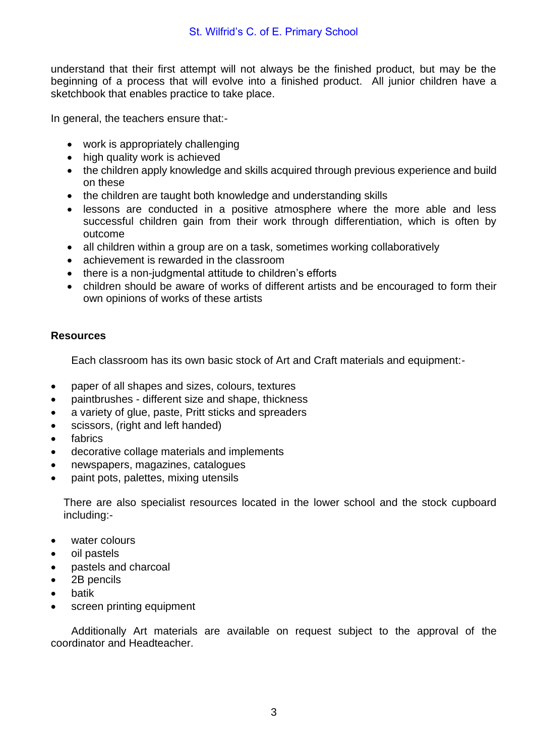understand that their first attempt will not always be the finished product, but may be the beginning of a process that will evolve into a finished product. All junior children have a sketchbook that enables practice to take place.

In general, the teachers ensure that:-

- work is appropriately challenging
- high quality work is achieved
- the children apply knowledge and skills acquired through previous experience and build on these
- the children are taught both knowledge and understanding skills
- lessons are conducted in a positive atmosphere where the more able and less successful children gain from their work through differentiation, which is often by outcome
- all children within a group are on a task, sometimes working collaboratively
- achievement is rewarded in the classroom
- there is a non-judgmental attitude to children's efforts
- children should be aware of works of different artists and be encouraged to form their own opinions of works of these artists

**Resources**

Each classroom has its own basic stock of Art and Craft materials and equipment:-

- paper of all shapes and sizes, colours, textures
- paintbrushes - different size and shape, thickness
- a variety of glue, paste, Pritt sticks and spreaders
- scissors, (right and left handed)
- fabrics
- decorative collage materials and implements
- newspapers, magazines, catalogues
- paint pots, palettes, mixing utensils

There are also specialist resources located in the lower school and the stock cupboard including:-

- water colours
- oil pastels
- pastels and charcoal
- 2B pencils
- batik
- screen printing equipment

Additionally Art materials are available on request subject to the approval of the coordinator and Headteacher.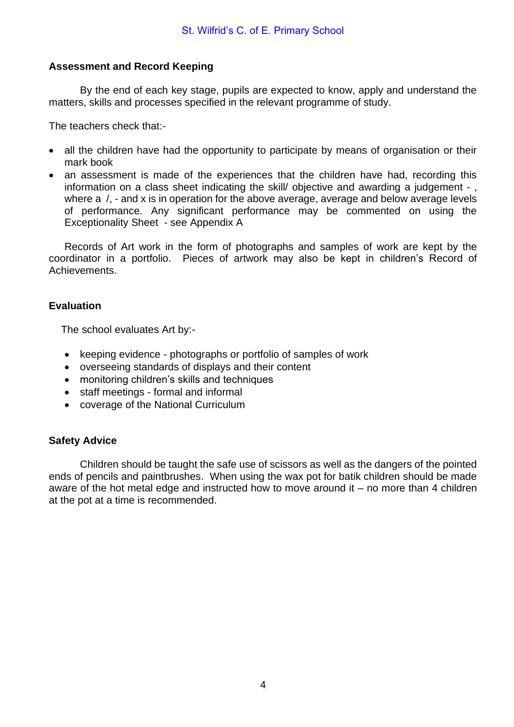## Assessment and Record Keeping

By the end of each key stage, pupils are expected to know, apply and understand the matters, skills and processes specified in the relevant programme of study.

The teachers check that:-

- all the children have had the opportunity to participate by means of organisation or their mark book
- an assessment is made of the experiences that the children have had, recording this information on a class sheet indicating the skill/ objective and awarding a judgement - , where a /, - and x is in operation for the above average, average and below average levels of performance. Any significant performance may be commented on using the Exceptionality Sheet - see Appendix A

Records of Art work in the form of photographs and samples of work are kept by the coordinator in a portfolio. Pieces of artwork may also be kept in children's Record of Achievements.

## Evaluation

The school evaluates Art by:-

- keeping evidence - photographs or portfolio of samples of work
- overseeing standards of displays and their content
- monitoring children's skills and techniques
- staff meetings - formal and informal
- coverage of the National Curriculum

## Safety Advice

Children should be taught the safe use of scissors as well as the dangers of the pointed ends of pencils and paintbrushes. When using the wax pot for batik children should be made aware of the hot metal edge and instructed how to move around it – no more than 4 children at the pot at a time is recommended.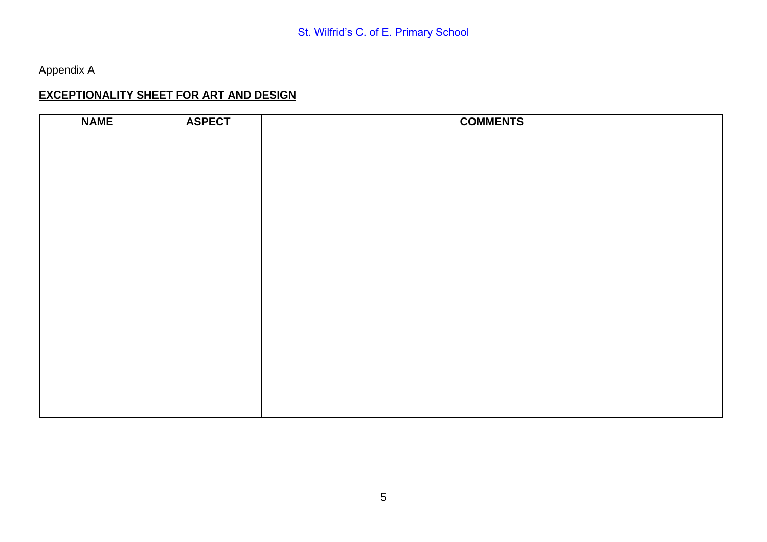Appendix A

**EXCEPTIONALITY SHEET FOR ART AND DESIGN**

| NAME | ASPECT | COMMENTS |
|---|---|---|
| | | |